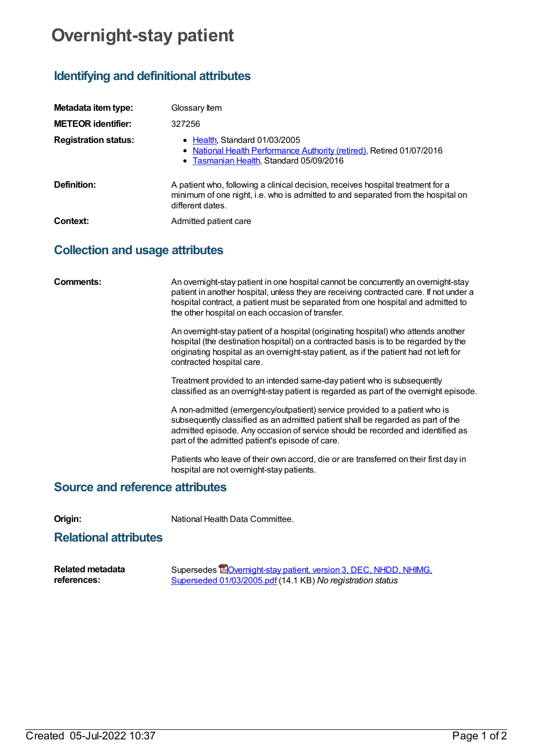# Overnight-stay patient

## Identifying and definitional attributes

| | |
|---|---|
| **Metadata item type:** | Glossary Item |
| **METEOR identifier:** | 327256 |
| **Registration status:** | • Health, Standard 01/03/2005<br>• National Health Performance Authority (retired), Retired 01/07/2016<br>• Tasmanian Health, Standard 05/09/2016 |
| **Definition:** | A patient who, following a clinical decision, receives hospital treatment for a minimum of one night, i.e. who is admitted to and separated from the hospital on different dates. |
| **Context:** | Admitted patient care |

## Collection and usage attributes

**Comments:**

An overnight-stay patient in one hospital cannot be concurrently an overnight-stay patient in another hospital, unless they are receiving contracted care. If not under a hospital contract, a patient must be separated from one hospital and admitted to the other hospital on each occasion of transfer.

An overnight-stay patient of a hospital (originating hospital) who attends another hospital (the destination hospital) on a contracted basis is to be regarded by the originating hospital as an overnight-stay patient, as if the patient had not left for contracted hospital care.

Treatment provided to an intended same-day patient who is subsequently classified as an overnight-stay patient is regarded as part of the overnight episode.

A non-admitted (emergency/outpatient) service provided to a patient who is subsequently classified as an admitted patient shall be regarded as part of the admitted episode. Any occasion of service should be recorded and identified as part of the admitted patient's episode of care.

Patients who leave of their own accord, die or are transferred on their first day in hospital are not overnight-stay patients.

## Source and reference attributes

**Origin:** National Health Data Committee.

## Relational attributes

**Related metadata references:** Supersedes Overnight-stay patient, version 3, DEC, NHDD, NHIMG, Superseded 01/03/2005.pdf (14.1 KB) *No registration status*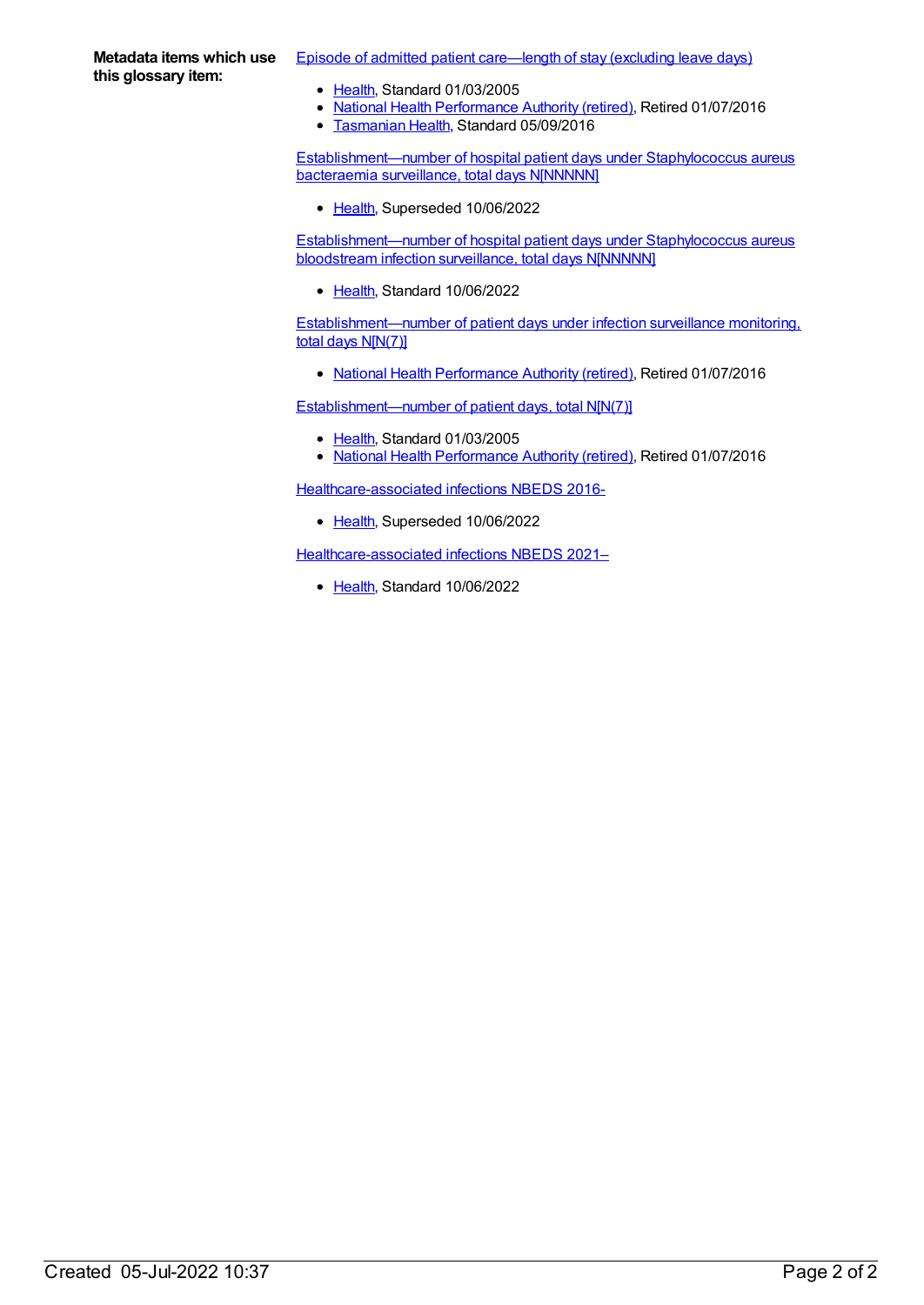**Metadata items which use this glossary item:**

Episode of admitted patient care—length of stay (excluding leave days)

- Health, Standard 01/03/2005
- National Health Performance Authority (retired), Retired 01/07/2016
- Tasmanian Health, Standard 05/09/2016

Establishment—number of hospital patient days under Staphylococcus aureus bacteraemia surveillance, total days N[NNNNN]

- Health, Superseded 10/06/2022

Establishment—number of hospital patient days under Staphylococcus aureus bloodstream infection surveillance, total days N[NNNNN]

- Health, Standard 10/06/2022

Establishment—number of patient days under infection surveillance monitoring, total days N[N(7)]

- National Health Performance Authority (retired), Retired 01/07/2016

Establishment—number of patient days, total N[N(7)]

- Health, Standard 01/03/2005
- National Health Performance Authority (retired), Retired 01/07/2016

Healthcare-associated infections NBEDS 2016-

- Health, Superseded 10/06/2022

Healthcare-associated infections NBEDS 2021–

- Health, Standard 10/06/2022